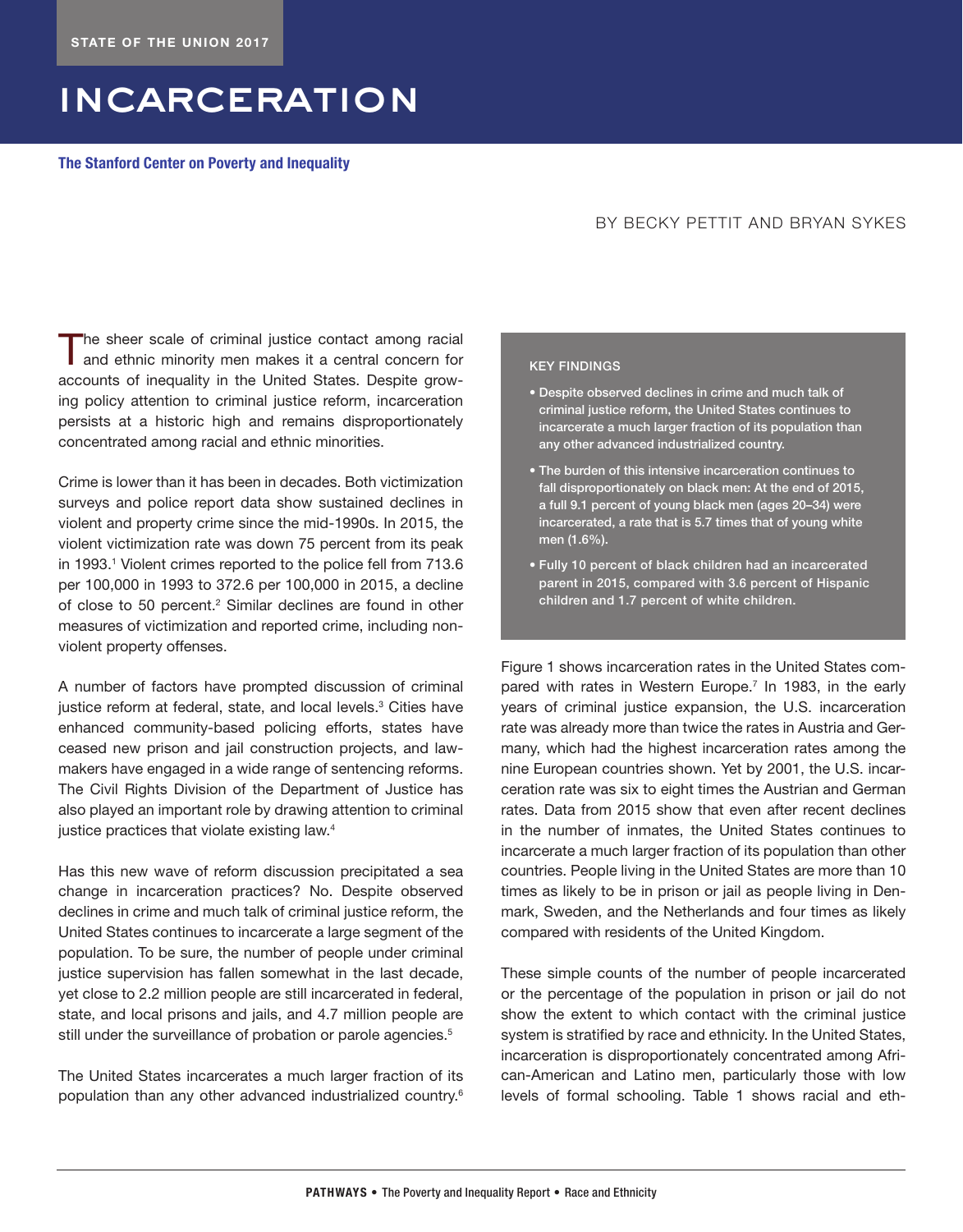STATE OF THE UNION 2017

# INCARCERATION

**The Stanford Center on Poverty and Inequality**

BY BECKY PETTIT AND BRYAN SYKES

The sheer scale of criminal justice contact among racial and ethnic minority men makes it a central concern for accounts of inequality in the United States. Despite growing policy attention to criminal justice reform, incarceration persists at a historic high and remains disproportionately concentrated among racial and ethnic minorities.

Crime is lower than it has been in decades. Both victimization surveys and police report data show sustained declines in violent and property crime since the mid-1990s. In 2015, the violent victimization rate was down 75 percent from its peak in 1993.[1] Violent crimes reported to the police fell from 713.6 per 100,000 in 1993 to 372.6 per 100,000 in 2015, a decline of close to 50 percent.[2] Similar declines are found in other measures of victimization and reported crime, including nonviolent property offenses.

A number of factors have prompted discussion of criminal justice reform at federal, state, and local levels.[3] Cities have enhanced community-based policing efforts, states have ceased new prison and jail construction projects, and lawmakers have engaged in a wide range of sentencing reforms. The Civil Rights Division of the Department of Justice has also played an important role by drawing attention to criminal justice practices that violate existing law.[4]

Has this new wave of reform discussion precipitated a sea change in incarceration practices? No. Despite observed declines in crime and much talk of criminal justice reform, the United States continues to incarcerate a large segment of the population. To be sure, the number of people under criminal justice supervision has fallen somewhat in the last decade, yet close to 2.2 million people are still incarcerated in federal, state, and local prisons and jails, and 4.7 million people are still under the surveillance of probation or parole agencies.[5]

The United States incarcerates a much larger fraction of its population than any other advanced industrialized country.[6]

### KEY FINDINGS

- Despite observed declines in crime and much talk of criminal justice reform, the United States continues to incarcerate a much larger fraction of its population than any other advanced industrialized country.
- The burden of this intensive incarceration continues to fall disproportionately on black men: At the end of 2015, a full 9.1 percent of young black men (ages 20–34) were incarcerated, a rate that is 5.7 times that of young white men (1.6%).
- Fully 10 percent of black children had an incarcerated parent in 2015, compared with 3.6 percent of Hispanic children and 1.7 percent of white children.

Figure 1 shows incarceration rates in the United States compared with rates in Western Europe.[7] In 1983, in the early years of criminal justice expansion, the U.S. incarceration rate was already more than twice the rates in Austria and Germany, which had the highest incarceration rates among the nine European countries shown. Yet by 2001, the U.S. incarceration rate was six to eight times the Austrian and German rates. Data from 2015 show that even after recent declines in the number of inmates, the United States continues to incarcerate a much larger fraction of its population than other countries. People living in the United States are more than 10 times as likely to be in prison or jail as people living in Denmark, Sweden, and the Netherlands and four times as likely compared with residents of the United Kingdom.

These simple counts of the number of people incarcerated or the percentage of the population in prison or jail do not show the extent to which contact with the criminal justice system is stratified by race and ethnicity. In the United States, incarceration is disproportionately concentrated among African-American and Latino men, particularly those with low levels of formal schooling. Table 1 shows racial and eth-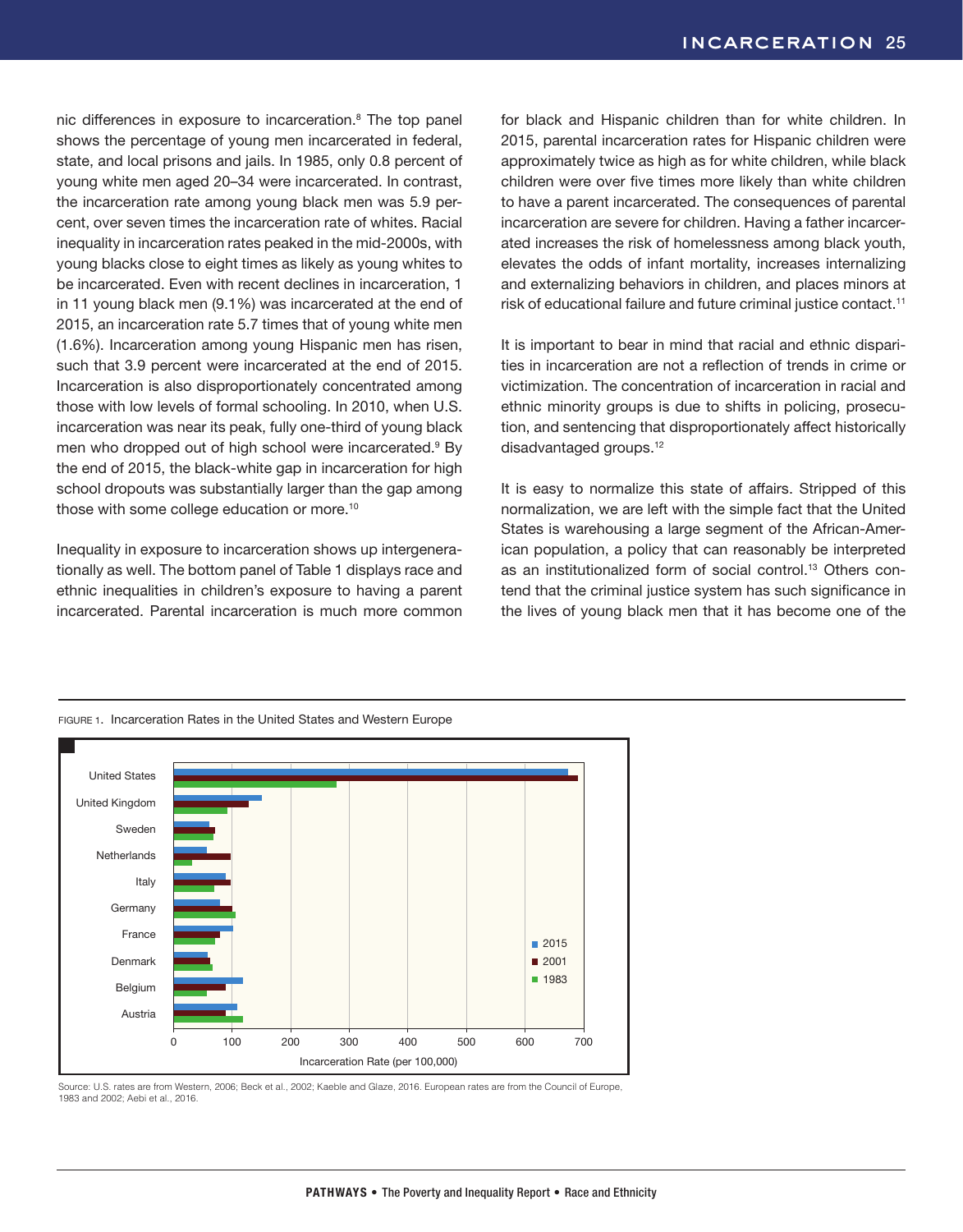nic differences in exposure to incarceration.[8] The top panel shows the percentage of young men incarcerated in federal, state, and local prisons and jails. In 1985, only 0.8 percent of young white men aged 20–34 were incarcerated. In contrast, the incarceration rate among young black men was 5.9 percent, over seven times the incarceration rate of whites. Racial inequality in incarceration rates peaked in the mid-2000s, with young blacks close to eight times as likely as young whites to be incarcerated. Even with recent declines in incarceration, 1 in 11 young black men (9.1%) was incarcerated at the end of 2015, an incarceration rate 5.7 times that of young white men (1.6%). Incarceration among young Hispanic men has risen, such that 3.9 percent were incarcerated at the end of 2015. Incarceration is also disproportionately concentrated among those with low levels of formal schooling. In 2010, when U.S. incarceration was near its peak, fully one-third of young black men who dropped out of high school were incarcerated.[9] By the end of 2015, the black-white gap in incarceration for high school dropouts was substantially larger than the gap among those with some college education or more.[10]

Inequality in exposure to incarceration shows up intergenerationally as well. The bottom panel of Table 1 displays race and ethnic inequalities in children's exposure to having a parent incarcerated. Parental incarceration is much more common for black and Hispanic children than for white children. In 2015, parental incarceration rates for Hispanic children were approximately twice as high as for white children, while black children were over five times more likely than white children to have a parent incarcerated. The consequences of parental incarceration are severe for children. Having a father incarcerated increases the risk of homelessness among black youth, elevates the odds of infant mortality, increases internalizing and externalizing behaviors in children, and places minors at risk of educational failure and future criminal justice contact.[11]

It is important to bear in mind that racial and ethnic disparities in incarceration are not a reflection of trends in crime or victimization. The concentration of incarceration in racial and ethnic minority groups is due to shifts in policing, prosecution, and sentencing that disproportionately affect historically disadvantaged groups.[12]

It is easy to normalize this state of affairs. Stripped of this normalization, we are left with the simple fact that the United States is warehousing a large segment of the African-American population, a policy that can reasonably be interpreted as an institutionalized form of social control.[13] Others contend that the criminal justice system has such significance in the lives of young black men that it has become one of the

FIGURE 1. Incarceration Rates in the United States and Western Europe

Source: U.S. rates are from Western, 2006; Beck et al., 2002; Kaeble and Glaze, 2016. European rates are from the Council of Europe, 1983 and 2002; Aebi et al., 2016.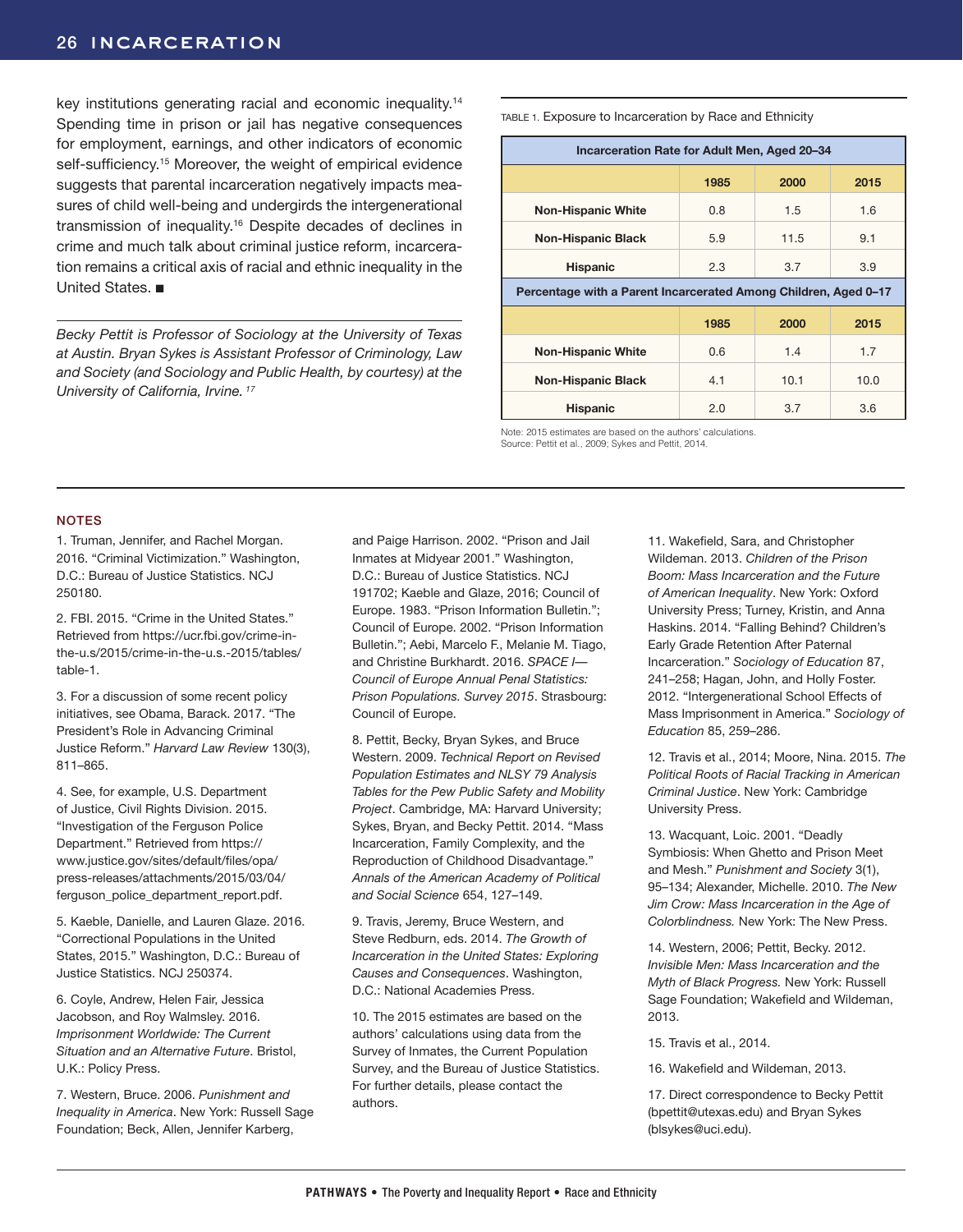key institutions generating racial and economic inequality.[14] Spending time in prison or jail has negative consequences for employment, earnings, and other indicators of economic self-sufficiency.[15] Moreover, the weight of empirical evidence suggests that parental incarceration negatively impacts measures of child well-being and undergirds the intergenerational transmission of inequality.[16] Despite decades of declines in crime and much talk about criminal justice reform, incarceration remains a critical axis of racial and ethnic inequality in the United States. ■

*Becky Pettit is Professor of Sociology at the University of Texas at Austin. Bryan Sykes is Assistant Professor of Criminology, Law and Society (and Sociology and Public Health, by courtesy) at the University of California, Irvine.* [17]

TABLE 1. Exposure to Incarceration by Race and Ethnicity

| | | | |
|---|---|---|---|
| **Incarceration Rate for Adult Men, Aged 20–34** | | | |
| | **1985** | **2000** | **2015** |
| **Non-Hispanic White** | 0.8 | 1.5 | 1.6 |
| **Non-Hispanic Black** | 5.9 | 11.5 | 9.1 |
| **Hispanic** | 2.3 | 3.7 | 3.9 |
| **Percentage with a Parent Incarcerated Among Children, Aged 0–17** | | | |
| | **1985** | **2000** | **2015** |
| **Non-Hispanic White** | 0.6 | 1.4 | 1.7 |
| **Non-Hispanic Black** | 4.1 | 10.1 | 10.0 |
| **Hispanic** | 2.0 | 3.7 | 3.6 |

Note: 2015 estimates are based on the authors' calculations.
Source: Pettit et al., 2009; Sykes and Pettit, 2014.

## NOTES

1. Truman, Jennifer, and Rachel Morgan. 2016. "Criminal Victimization." Washington, D.C.: Bureau of Justice Statistics. NCJ 250180.

2. FBI. 2015. "Crime in the United States." Retrieved from https://ucr.fbi.gov/crime-in-the-u.s/2015/crime-in-the-u.s.-2015/tables/table-1.

3. For a discussion of some recent policy initiatives, see Obama, Barack. 2017. "The President's Role in Advancing Criminal Justice Reform." *Harvard Law Review* 130(3), 811–865.

4. See, for example, U.S. Department of Justice, Civil Rights Division. 2015. "Investigation of the Ferguson Police Department." Retrieved from https://www.justice.gov/sites/default/files/opa/press-releases/attachments/2015/03/04/ferguson_police_department_report.pdf.

5. Kaeble, Danielle, and Lauren Glaze. 2016. "Correctional Populations in the United States, 2015." Washington, D.C.: Bureau of Justice Statistics. NCJ 250374.

6. Coyle, Andrew, Helen Fair, Jessica Jacobson, and Roy Walmsley. 2016. *Imprisonment Worldwide: The Current Situation and an Alternative Future*. Bristol, U.K.: Policy Press.

7. Western, Bruce. 2006. *Punishment and Inequality in America*. New York: Russell Sage Foundation; Beck, Allen, Jennifer Karberg, and Paige Harrison. 2002. "Prison and Jail Inmates at Midyear 2001." Washington, D.C.: Bureau of Justice Statistics. NCJ 191702; Kaeble and Glaze, 2016; Council of Europe. 1983. "Prison Information Bulletin."; Council of Europe. 2002. "Prison Information Bulletin."; Aebi, Marcelo F., Melanie M. Tiago, and Christine Burkhardt. 2016. *SPACE I—Council of Europe Annual Penal Statistics: Prison Populations. Survey 2015*. Strasbourg: Council of Europe.

8. Pettit, Becky, Bryan Sykes, and Bruce Western. 2009. *Technical Report on Revised Population Estimates and NLSY 79 Analysis Tables for the Pew Public Safety and Mobility Project*. Cambridge, MA: Harvard University; Sykes, Bryan, and Becky Pettit. 2014. "Mass Incarceration, Family Complexity, and the Reproduction of Childhood Disadvantage." *Annals of the American Academy of Political and Social Science* 654, 127–149.

9. Travis, Jeremy, Bruce Western, and Steve Redburn, eds. 2014. *The Growth of Incarceration in the United States: Exploring Causes and Consequences*. Washington, D.C.: National Academies Press.

10. The 2015 estimates are based on the authors' calculations using data from the Survey of Inmates, the Current Population Survey, and the Bureau of Justice Statistics. For further details, please contact the authors.

11. Wakefield, Sara, and Christopher Wildeman. 2013. *Children of the Prison Boom: Mass Incarceration and the Future of American Inequality*. New York: Oxford University Press; Turney, Kristin, and Anna Haskins. 2014. "Falling Behind? Children's Early Grade Retention After Paternal Incarceration." *Sociology of Education* 87, 241–258; Hagan, John, and Holly Foster. 2012. "Intergenerational School Effects of Mass Imprisonment in America." *Sociology of Education* 85, 259–286.

12. Travis et al., 2014; Moore, Nina. 2015. *The Political Roots of Racial Tracking in American Criminal Justice*. New York: Cambridge University Press.

13. Wacquant, Loic. 2001. "Deadly Symbiosis: When Ghetto and Prison Meet and Mesh." *Punishment and Society* 3(1), 95–134; Alexander, Michelle. 2010. *The New Jim Crow: Mass Incarceration in the Age of Colorblindness.* New York: The New Press.

14. Western, 2006; Pettit, Becky. 2012. *Invisible Men: Mass Incarceration and the Myth of Black Progress.* New York: Russell Sage Foundation; Wakefield and Wildeman, 2013.

15. Travis et al., 2014.

16. Wakefield and Wildeman, 2013.

17. Direct correspondence to Becky Pettit (bpettit@utexas.edu) and Bryan Sykes (blsykes@uci.edu).